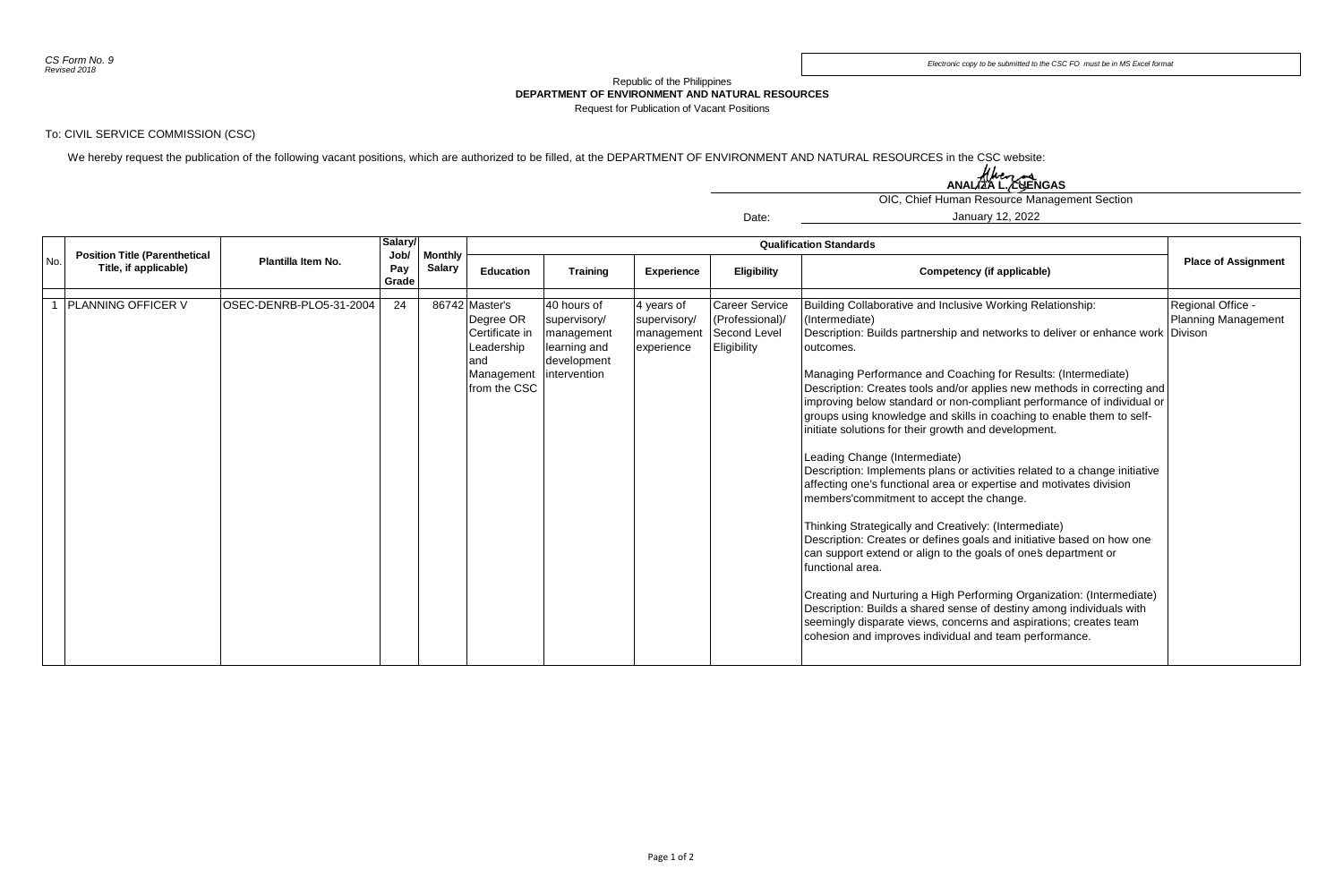*CS Form No. 9*
*Revised 2018*

*Electronic copy to be submitted to the CSC FO must be in MS Excel format*

Republic of the Philippines
**DEPARTMENT OF ENVIRONMENT AND NATURAL RESOURCES**
Request for Publication of Vacant Positions

To: CIVIL SERVICE COMMISSION (CSC)

We hereby request the publication of the following vacant positions, which are authorized to be filled, at the DEPARTMENT OF ENVIRONMENT AND NATURAL RESOURCES in the CSC website:

**ANALIZA L. CUENGAS**
OIC, Chief Human Resource Management Section

Date: January 12, 2022

| No. | Position Title (Parenthetical Title, if applicable) | Plantilla Item No. | Salary/ Job/ Pay Grade | Monthly Salary | Qualification Standards | | | | | Place of Assignment |
|---|---|---|---|---|---|---|---|---|---|---|
| | | | | | Education | Training | Experience | Eligibility | Competency (if applicable) | |
| 1 | PLANNING OFFICER V | OSEC-DENRB-PLO5-31-2004 | 24 | 86742 | Master's Degree OR Certificate in Leadership and Management from the CSC | 40 hours of supervisory/ management learning and development intervention | 4 years of supervisory/ management experience | Career Service (Professional)/ Second Level Eligibility | Building Collaborative and Inclusive Working Relationship: (Intermediate)<br>Description: Builds partnership and networks to deliver or enhance work outcomes.<br><br>Managing Performance and Coaching for Results: (Intermediate)<br>Description: Creates tools and/or applies new methods in correcting and improving below standard or non-compliant performance of individual or groups using knowledge and skills in coaching to enable them to self-initiate solutions for their growth and development.<br><br>Leading Change (Intermediate)<br>Description: Implements plans or activities related to a change initiative affecting one's functional area or expertise and motivates division members'commitment to accept the change.<br><br>Thinking Strategically and Creatively: (Intermediate)<br>Description: Creates or defines goals and initiative based on how one can support extend or align to the goals of one's department or functional area.<br><br>Creating and Nurturing a High Performing Organization: (Intermediate)<br>Description: Builds a shared sense of destiny among individuals with seemingly disparate views, concerns and aspirations; creates team cohesion and improves individual and team performance. | Regional Office - Planning Management Divison |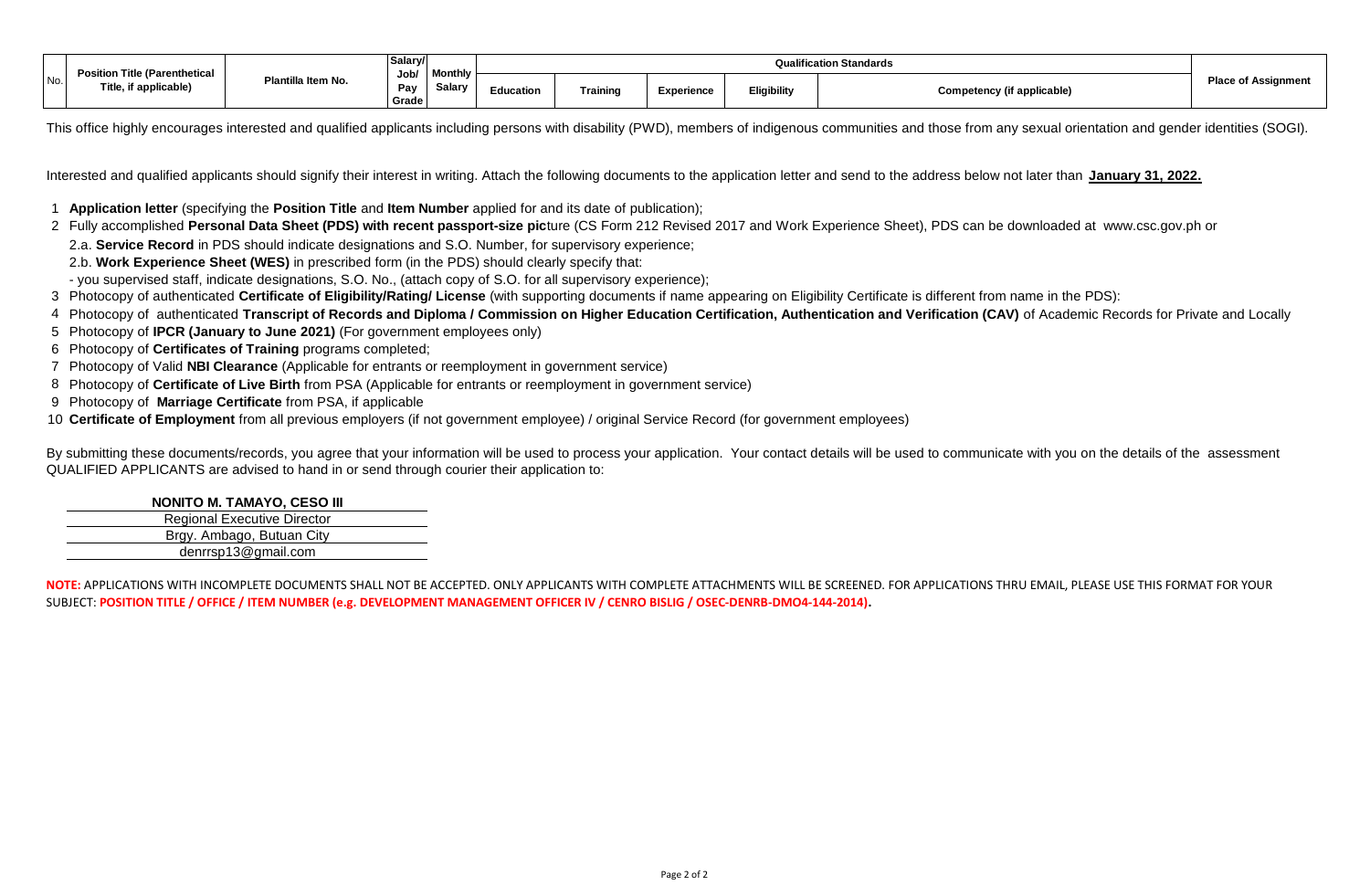| No. | Position Title (Parenthetical Title, if applicable) | Plantilla Item No. | Salary/ Job/ Pay Grade | Monthly Salary | Qualification Standards | | | | | Place of Assignment |
|---|---|---|---|---|---|---|---|---|---|---|
| | | | | | Education | Training | Experience | Eligibility | Competency (if applicable) | |

This office highly encourages interested and qualified applicants including persons with disability (PWD), members of indigenous communities and those from any sexual orientation and gender identities (SOGI).

Interested and qualified applicants should signify their interest in writing. Attach the following documents to the application letter and send to the address below not later than **January 31, 2022.**

1. **Application letter** (specifying the **Position Title** and **Item Number** applied for and its date of publication);
2. Fully accomplished **Personal Data Sheet (PDS) with recent passport-size pic**ture (CS Form 212 Revised 2017 and Work Experience Sheet), PDS can be downloaded at www.csc.gov.ph or
   - 2.a. **Service Record** in PDS should indicate designations and S.O. Number, for supervisory experience;
   - 2.b. **Work Experience Sheet (WES)** in prescribed form (in the PDS) should clearly specify that:
   - - you supervised staff, indicate designations, S.O. No., (attach copy of S.O. for all supervisory experience);
3. Photocopy of authenticated **Certificate of Eligibility/Rating/ License** (with supporting documents if name appearing on Eligibility Certificate is different from name in the PDS):
4. Photocopy of authenticated **Transcript of Records and Diploma / Commission on Higher Education Certification, Authentication and Verification (CAV)** of Academic Records for Private and Locally
5. Photocopy of **IPCR (January to June 2021)** (For government employees only)
6. Photocopy of **Certificates of Training** programs completed;
7. Photocopy of Valid **NBI Clearance** (Applicable for entrants or reemployment in government service)
8. Photocopy of **Certificate of Live Birth** from PSA (Applicable for entrants or reemployment in government service)
9. Photocopy of **Marriage Certificate** from PSA, if applicable
10. **Certificate of Employment** from all previous employers (if not government employee) / original Service Record (for government employees)

By submitting these documents/records, you agree that your information will be used to process your application. Your contact details will be used to communicate with you on the details of the assessment QUALIFIED APPLICANTS are advised to hand in or send through courier their application to:

**NONITO M. TAMAYO, CESO III**
Regional Executive Director
Brgy. Ambago, Butuan City
denrrsp13@gmail.com

**NOTE:** APPLICATIONS WITH INCOMPLETE DOCUMENTS SHALL NOT BE ACCEPTED. ONLY APPLICANTS WITH COMPLETE ATTACHMENTS WILL BE SCREENED. FOR APPLICATIONS THRU EMAIL, PLEASE USE THIS FORMAT FOR YOUR SUBJECT: **POSITION TITLE / OFFICE / ITEM NUMBER (e.g. DEVELOPMENT MANAGEMENT OFFICER IV / CENRO BISLIG / OSEC-DENRB-DMO4-144-2014).**